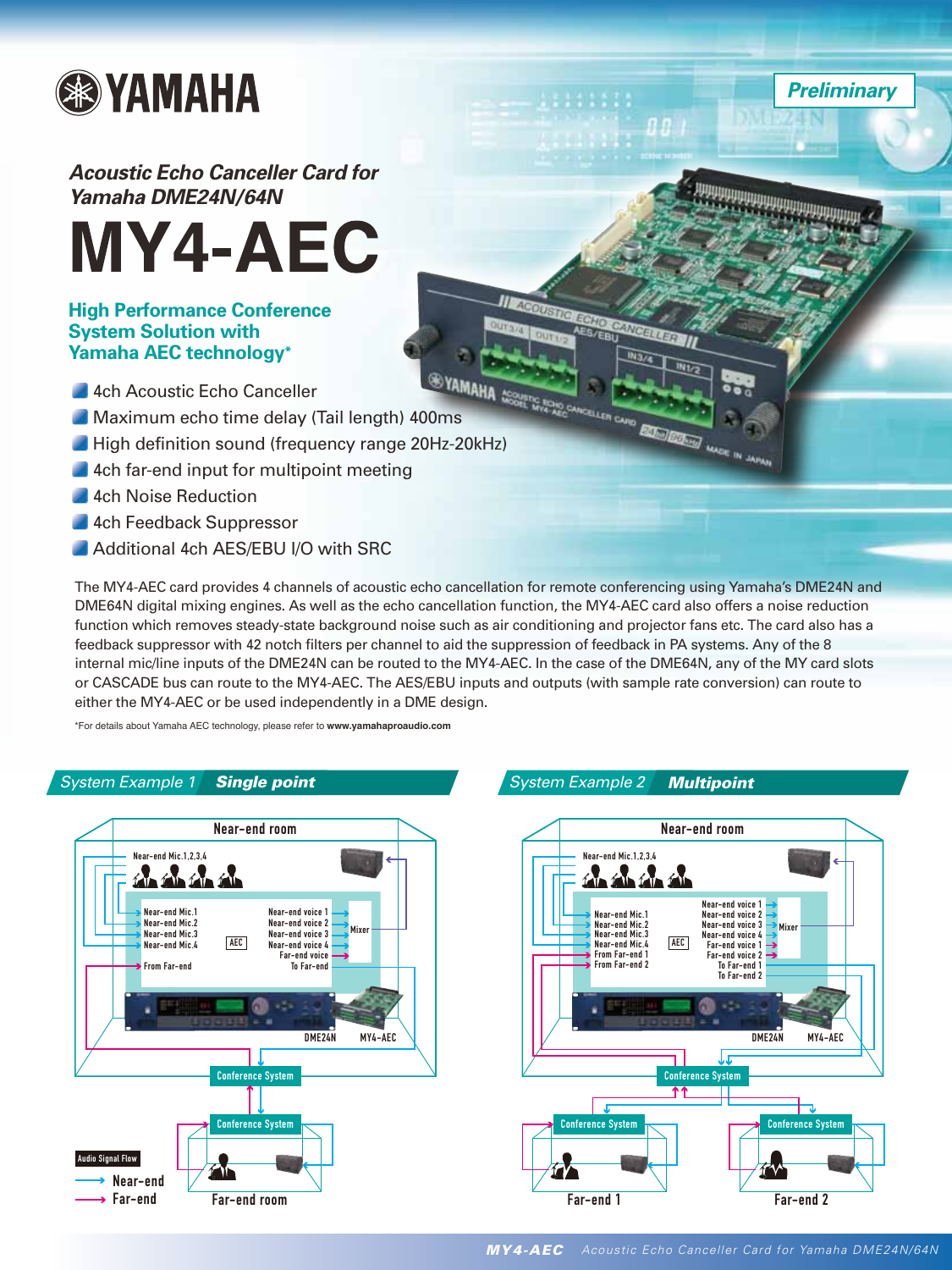**Preliminary**

*Acoustic Echo Canceller Card for Yamaha DME24N/64N*

# MY4-AEC

## High Performance Conference System Solution with Yamaha AEC technology*

- 4ch Acoustic Echo Canceller
- Maximum echo time delay (Tail length) 400ms
- High definition sound (frequency range 20Hz-20kHz)
- 4ch far-end input for multipoint meeting
- 4ch Noise Reduction
- 4ch Feedback Suppressor
- Additional 4ch AES/EBU I/O with SRC

The MY4-AEC card provides 4 channels of acoustic echo cancellation for remote conferencing using Yamaha's DME24N and DME64N digital mixing engines. As well as the echo cancellation function, the MY4-AEC card also offers a noise reduction function which removes steady-state background noise such as air conditioning and projector fans etc. The card also has a feedback suppressor with 42 notch filters per channel to aid the suppression of feedback in PA systems. Any of the 8 internal mic/line inputs of the DME24N can be routed to the MY4-AEC. In the case of the DME64N, any of the MY card slots or CASCADE bus can route to the MY4-AEC. The AES/EBU inputs and outputs (with sample rate conversion) can route to either the MY4-AEC or be used independently in a DME design.

*For details about Yamaha AEC technology, please refer to **www.yamahaproaudio.com**

### System Example 1 *Single point*

Near-end room

Near-end Mic.1,2,3,4

Near-end Mic.1, Near-end Mic.2, Near-end Mic.3, Near-end Mic.4, From Far-end → AEC → Near-end voice 1, Near-end voice 2, Near-end voice 3, Near-end voice 4, Far-end voice, To Far-end → Mixer

DME24N, MY4-AEC

Conference System

Conference System

Far-end room

Audio Signal Flow: → Near-end, → Far-end

### System Example 2 *Multipoint*

Near-end room

Near-end Mic.1,2,3,4

Near-end Mic.1, Near-end Mic.2, Near-end Mic.3, Near-end Mic.4, From Far-end 1, From Far-end 2 → AEC → Near-end voice 1, Near-end voice 2, Near-end voice 3, Near-end voice 4, Far-end voice 1, Far-end voice 2, To Far-end 1, To Far-end 2 → Mixer

DME24N, MY4-AEC

Conference System

Conference System — Far-end 1

Conference System — Far-end 2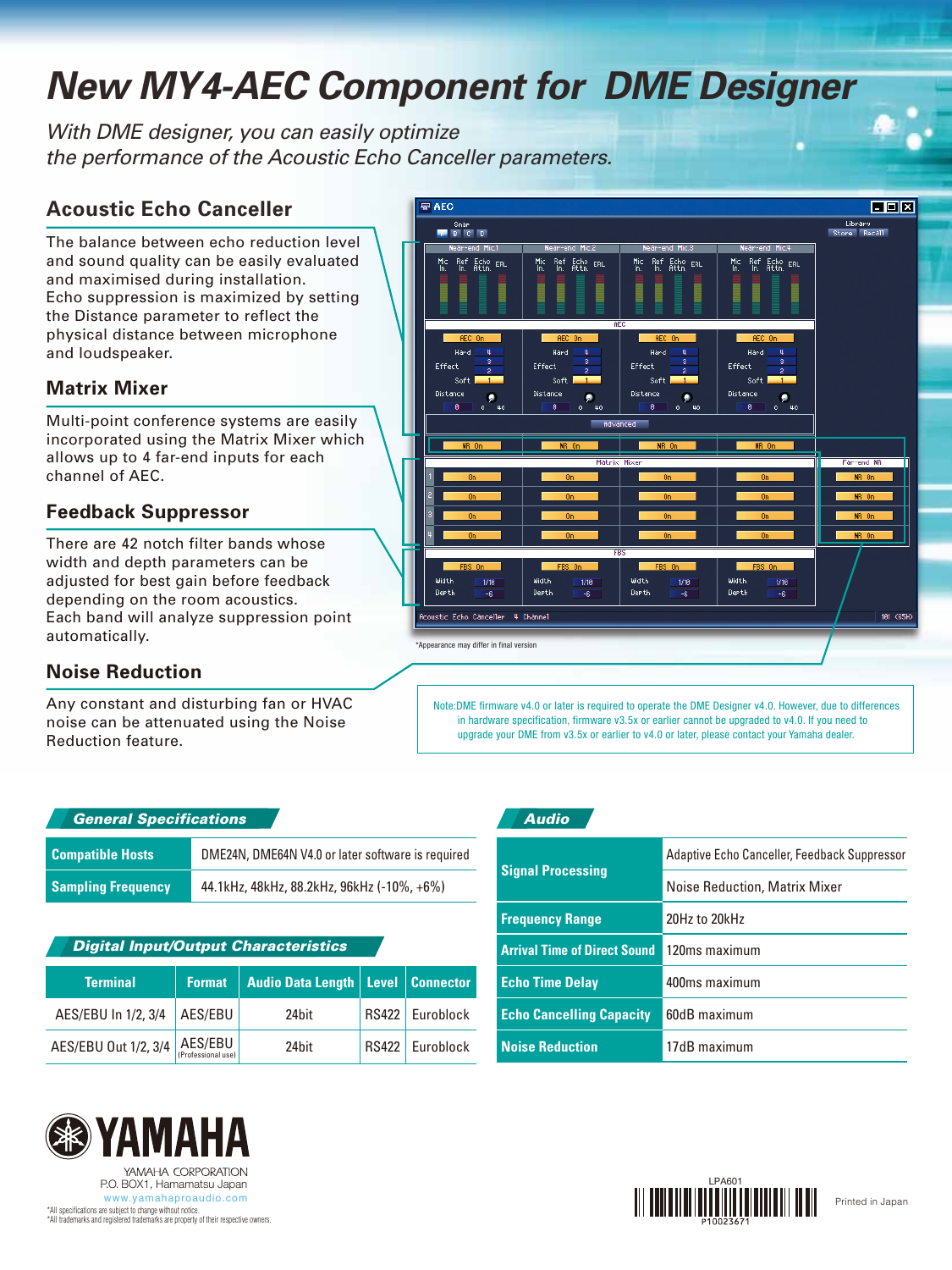# New MY4-AEC Component for DME Designer

*With DME designer, you can easily optimize the performance of the Acoustic Echo Canceller parameters.*

## Acoustic Echo Canceller

The balance between echo reduction level and sound quality can be easily evaluated and maximised during installation. Echo suppression is maximized by setting the Distance parameter to reflect the physical distance between microphone and loudspeaker.

## Matrix Mixer

Multi-point conference systems are easily incorporated using the Matrix Mixer which allows up to 4 far-end inputs for each channel of AEC.

## Feedback Suppressor

There are 42 notch filter bands whose width and depth parameters can be adjusted for best gain before feedback depending on the room acoustics. Each band will analyze suppression point automatically.

## Noise Reduction

Any constant and disturbing fan or HVAC noise can be attenuated using the Noise Reduction feature.

*Appearance may differ in final version

Note:DME firmware v4.0 or later is required to operate the DME Designer v4.0. However, due to differences in hardware specification, firmware v3.5x or earlier cannot be upgraded to v4.0. If you need to upgrade your DME from v3.5x or earlier to v4.0 or later, please contact your Yamaha dealer.

### General Specifications

| | |
|---|---|
| **Compatible Hosts** | DME24N, DME64N V4.0 or later software is required |
| **Sampling Frequency** | 44.1kHz, 48kHz, 88.2kHz, 96kHz (-10%, +6%) |

### Digital Input/Output Characteristics

| Terminal | Format | Audio Data Length | Level | Connector |
|---|---|---|---|---|
| AES/EBU In 1/2, 3/4 | AES/EBU | 24bit | RS422 | Euroblock |
| AES/EBU Out 1/2, 3/4 | AES/EBU (Professional use) | 24bit | RS422 | Euroblock |

### Audio

| | |
|---|---|
| **Signal Processing** | Adaptive Echo Canceller, Feedback Suppressor |
| | Noise Reduction, Matrix Mixer |
| **Frequency Range** | 20Hz to 20kHz |
| **Arrival Time of Direct Sound** | 120ms maximum |
| **Echo Time Delay** | 400ms maximum |
| **Echo Cancelling Capacity** | 60dB maximum |
| **Noise Reduction** | 17dB maximum |

YAMAHA

YAMAHA CORPORATION
P.O. BOX1, Hamamatsu Japan
www.yamahaproaudio.com

*All specifications are subject to change without notice.
*All trademarks and registered trademarks are property of their respective owners.

LPA601
P10023671

Printed in Japan